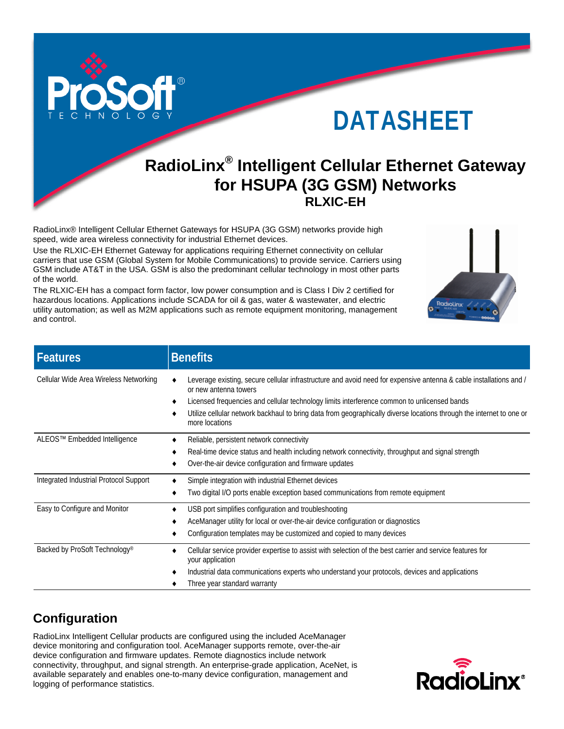ProSoft® TECHNOLOGY

# DATASHEET

## RadioLinx® Intelligent Cellular Ethernet Gateway for HSUPA (3G GSM) Networks

### RLXIC-EH

RadioLinx® Intelligent Cellular Ethernet Gateways for HSUPA (3G GSM) networks provide high speed, wide area wireless connectivity for industrial Ethernet devices.

Use the RLXIC-EH Ethernet Gateway for applications requiring Ethernet connectivity on cellular carriers that use GSM (Global System for Mobile Communications) to provide service. Carriers using GSM include AT&T in the USA. GSM is also the predominant cellular technology in most other parts of the world.

The RLXIC-EH has a compact form factor, low power consumption and is Class I Div 2 certified for hazardous locations. Applications include SCADA for oil & gas, water & wastewater, and electric utility automation; as well as M2M applications such as remote equipment monitoring, management and control.

| Features | Benefits |
|---|---|
| Cellular Wide Area Wireless Networking | ♦ Leverage existing, secure cellular infrastructure and avoid need for expensive antenna & cable installations and / or new antenna towers<br>♦ Licensed frequencies and cellular technology limits interference common to unlicensed bands<br>♦ Utilize cellular network backhaul to bring data from geographically diverse locations through the internet to one or more locations |
| ALEOS™ Embedded Intelligence | ♦ Reliable, persistent network connectivity<br>♦ Real-time device status and health including network connectivity, throughput and signal strength<br>♦ Over-the-air device configuration and firmware updates |
| Integrated Industrial Protocol Support | ♦ Simple integration with industrial Ethernet devices<br>♦ Two digital I/O ports enable exception based communications from remote equipment |
| Easy to Configure and Monitor | ♦ USB port simplifies configuration and troubleshooting<br>♦ AceManager utility for local or over-the-air device configuration or diagnostics<br>♦ Configuration templates may be customized and copied to many devices |
| Backed by ProSoft Technology® | ♦ Cellular service provider expertise to assist with selection of the best carrier and service features for your application<br>♦ Industrial data communications experts who understand your protocols, devices and applications<br>♦ Three year standard warranty |

## Configuration

RadioLinx Intelligent Cellular products are configured using the included AceManager device monitoring and configuration tool. AceManager supports remote, over-the-air device configuration and firmware updates. Remote diagnostics include network connectivity, throughput, and signal strength. An enterprise-grade application, AceNet, is available separately and enables one-to-many device configuration, management and logging of performance statistics.

RadioLinx®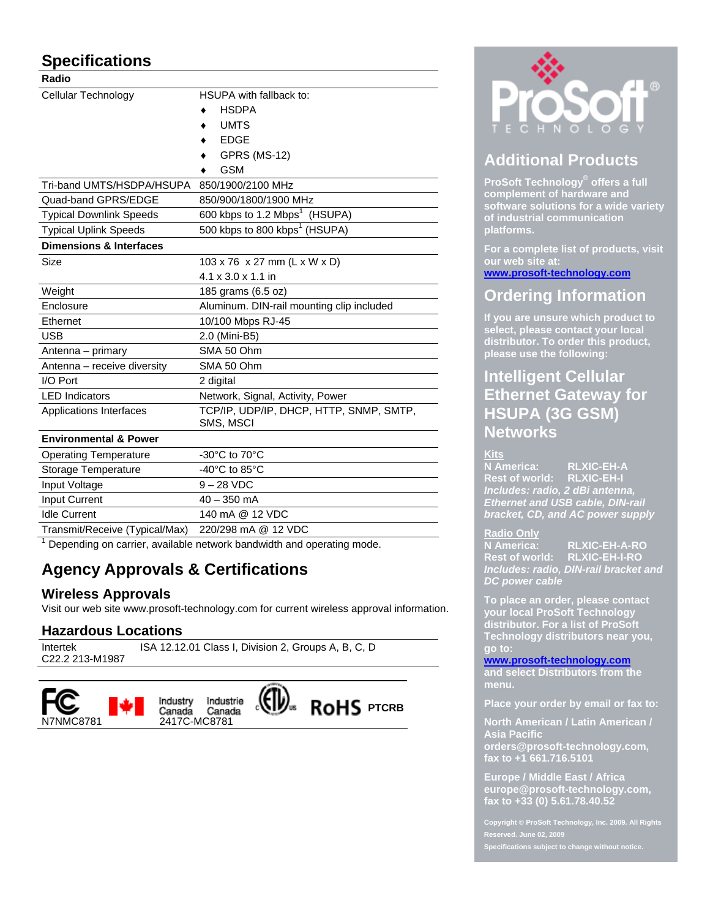## Specifications

| | |
|---|---|
| **Radio** | |
| Cellular Technology | HSUPA with fallback to: ♦ HSDPA ♦ UMTS ♦ EDGE ♦ GPRS (MS-12) ♦ GSM |
| Tri-band UMTS/HSDPA/HSUPA | 850/1900/2100 MHz |
| Quad-band GPRS/EDGE | 850/900/1800/1900 MHz |
| Typical Downlink Speeds | 600 kbps to 1.2 Mbps[1] (HSUPA) |
| Typical Uplink Speeds | 500 kbps to 800 kbps[1] (HSUPA) |
| **Dimensions & Interfaces** | |
| Size | 103 x 76 x 27 mm (L x W x D) 4.1 x 3.0 x 1.1 in |
| Weight | 185 grams (6.5 oz) |
| Enclosure | Aluminum. DIN-rail mounting clip included |
| Ethernet | 10/100 Mbps RJ-45 |
| USB | 2.0 (Mini-B5) |
| Antenna – primary | SMA 50 Ohm |
| Antenna – receive diversity | SMA 50 Ohm |
| I/O Port | 2 digital |
| LED Indicators | Network, Signal, Activity, Power |
| Applications Interfaces | TCP/IP, UDP/IP, DHCP, HTTP, SNMP, SMTP, SMS, MSCI |
| **Environmental & Power** | |
| Operating Temperature | -30°C to 70°C |
| Storage Temperature | -40°C to 85°C |
| Input Voltage | 9 – 28 VDC |
| Input Current | 40 – 350 mA |
| Idle Current | 140 mA @ 12 VDC |
| Transmit/Receive (Typical/Max) | 220/298 mA @ 12 VDC |

[1] Depending on carrier, available network bandwidth and operating mode.

## Agency Approvals & Certifications

### Wireless Approvals

Visit our web site www.prosoft-technology.com for current wireless approval information.

### Hazardous Locations

| | |
|---|---|
| Intertek C22.2 213-M1987 | ISA 12.12.01 Class I, Division 2, Groups A, B, C, D |

FC N7NMC8781 | Industry Canada / Industrie Canada 2417C-MC8781 | ETL c us | RoHS | PTCRB

## Additional Products

**ProSoft Technology® offers a full complement of hardware and software solutions for a wide variety of industrial communication platforms.**

**For a complete list of products, visit our web site at: www.prosoft-technology.com**

## Ordering Information

**If you are unsure which product to select, please contact your local distributor. To order this product, please use the following:**

## Intelligent Cellular Ethernet Gateway for HSUPA (3G GSM) Networks

**Kits**

**N America: RLXIC-EH-A**
**Rest of world: RLXIC-EH-I**
***Includes: radio, 2 dBi antenna, Ethernet and USB cable, DIN-rail bracket, CD, and AC power supply***

**Radio Only**

**N America: RLXIC-EH-A-RO**
**Rest of world: RLXIC-EH-I-RO**
***Includes: radio, DIN-rail bracket and DC power cable***

**To place an order, please contact your local ProSoft Technology distributor. For a list of ProSoft Technology distributors near you, go to: www.prosoft-technology.com and select Distributors from the menu.**

**Place your order by email or fax to:**

**North American / Latin American / Asia Pacific orders@prosoft-technology.com, fax to +1 661.716.5101**

**Europe / Middle East / Africa europe@prosoft-technology.com, fax to +33 (0) 5.61.78.40.52**

Copyright © ProSoft Technology, Inc. 2009. All Rights Reserved. June 02, 2009

Specifications subject to change without notice.